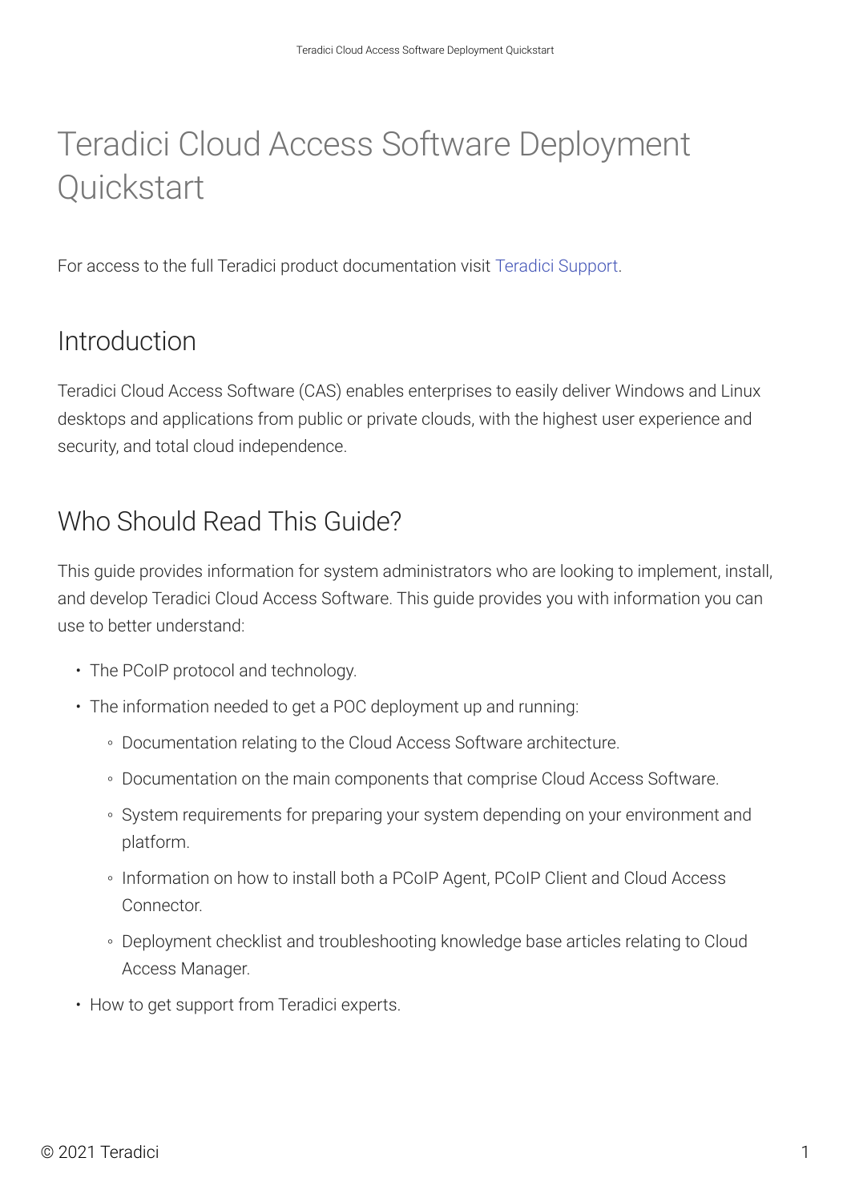# Teradici Cloud Access Software Deployment Quickstart

For access to the full Teradici product documentation visit Teradici Support.

## Introduction

Teradici Cloud Access Software (CAS) enables enterprises to easily deliver Windows and Linux desktops and applications from public or private clouds, with the highest user experience and security, and total cloud independence.

## Who Should Read This Guide?

This guide provides information for system administrators who are looking to implement, install, and develop Teradici Cloud Access Software. This guide provides you with information you can use to better understand:

- The PCoIP protocol and technology.
- The information needed to get a POC deployment up and running:
    - Documentation relating to the Cloud Access Software architecture.
    - Documentation on the main components that comprise Cloud Access Software.
    - System requirements for preparing your system depending on your environment and platform.
    - Information on how to install both a PCoIP Agent, PCoIP Client and Cloud Access Connector.
    - Deployment checklist and troubleshooting knowledge base articles relating to Cloud Access Manager.
- How to get support from Teradici experts.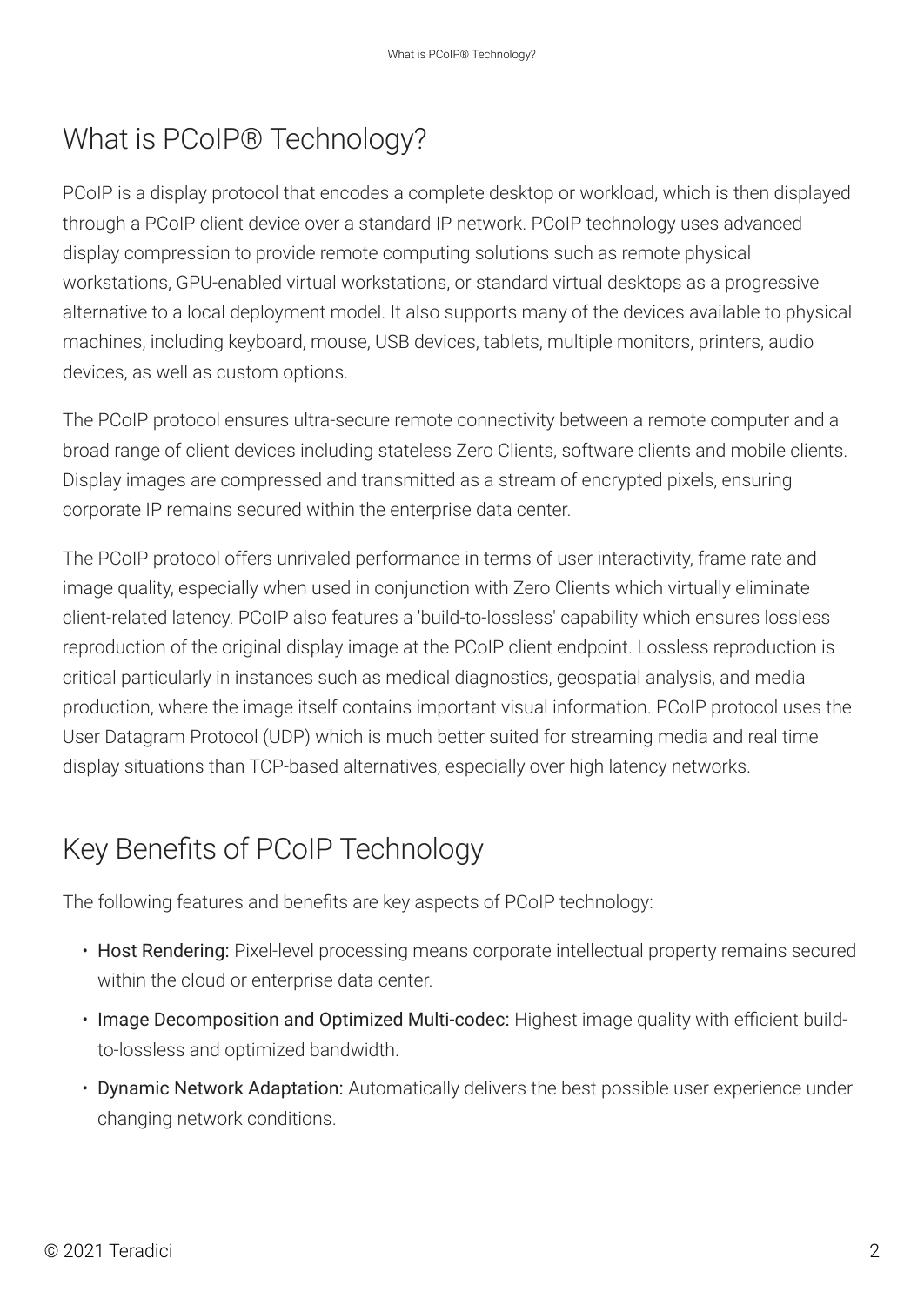## What is PCoIP® Technology?

PCoIP is a display protocol that encodes a complete desktop or workload, which is then displayed through a PCoIP client device over a standard IP network. PCoIP technology uses advanced display compression to provide remote computing solutions such as remote physical workstations, GPU-enabled virtual workstations, or standard virtual desktops as a progressive alternative to a local deployment model. It also supports many of the devices available to physical machines, including keyboard, mouse, USB devices, tablets, multiple monitors, printers, audio devices, as well as custom options.

The PCoIP protocol ensures ultra-secure remote connectivity between a remote computer and a broad range of client devices including stateless Zero Clients, software clients and mobile clients. Display images are compressed and transmitted as a stream of encrypted pixels, ensuring corporate IP remains secured within the enterprise data center.

The PCoIP protocol offers unrivaled performance in terms of user interactivity, frame rate and image quality, especially when used in conjunction with Zero Clients which virtually eliminate client-related latency. PCoIP also features a 'build-to-lossless' capability which ensures lossless reproduction of the original display image at the PCoIP client endpoint. Lossless reproduction is critical particularly in instances such as medical diagnostics, geospatial analysis, and media production, where the image itself contains important visual information. PCoIP protocol uses the User Datagram Protocol (UDP) which is much better suited for streaming media and real time display situations than TCP-based alternatives, especially over high latency networks.

## Key Benefits of PCoIP Technology

The following features and benefits are key aspects of PCoIP technology:

- **Host Rendering:** Pixel-level processing means corporate intellectual property remains secured within the cloud or enterprise data center.
- **Image Decomposition and Optimized Multi-codec:** Highest image quality with efficient build-to-lossless and optimized bandwidth.
- **Dynamic Network Adaptation:** Automatically delivers the best possible user experience under changing network conditions.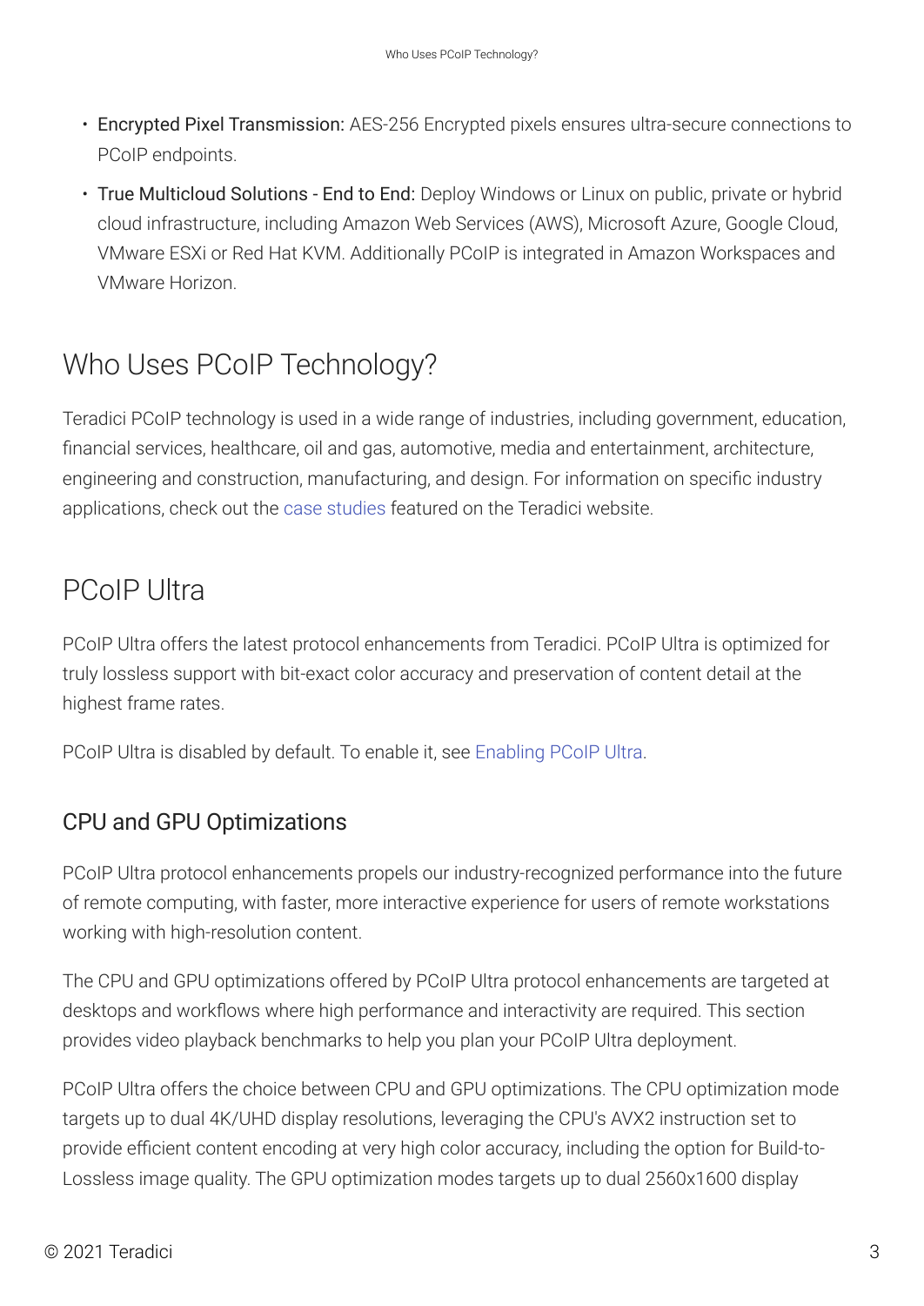- **Encrypted Pixel Transmission:** AES-256 Encrypted pixels ensures ultra-secure connections to PCoIP endpoints.
- **True Multicloud Solutions - End to End:** Deploy Windows or Linux on public, private or hybrid cloud infrastructure, including Amazon Web Services (AWS), Microsoft Azure, Google Cloud, VMware ESXi or Red Hat KVM. Additionally PCoIP is integrated in Amazon Workspaces and VMware Horizon.

## Who Uses PCoIP Technology?

Teradici PCoIP technology is used in a wide range of industries, including government, education, financial services, healthcare, oil and gas, automotive, media and entertainment, architecture, engineering and construction, manufacturing, and design. For information on specific industry applications, check out the case studies featured on the Teradici website.

## PCoIP Ultra

PCoIP Ultra offers the latest protocol enhancements from Teradici. PCoIP Ultra is optimized for truly lossless support with bit-exact color accuracy and preservation of content detail at the highest frame rates.

PCoIP Ultra is disabled by default. To enable it, see Enabling PCoIP Ultra.

### CPU and GPU Optimizations

PCoIP Ultra protocol enhancements propels our industry-recognized performance into the future of remote computing, with faster, more interactive experience for users of remote workstations working with high-resolution content.

The CPU and GPU optimizations offered by PCoIP Ultra protocol enhancements are targeted at desktops and workflows where high performance and interactivity are required. This section provides video playback benchmarks to help you plan your PCoIP Ultra deployment.

PCoIP Ultra offers the choice between CPU and GPU optimizations. The CPU optimization mode targets up to dual 4K/UHD display resolutions, leveraging the CPU's AVX2 instruction set to provide efficient content encoding at very high color accuracy, including the option for Build-to-Lossless image quality. The GPU optimization modes targets up to dual 2560x1600 display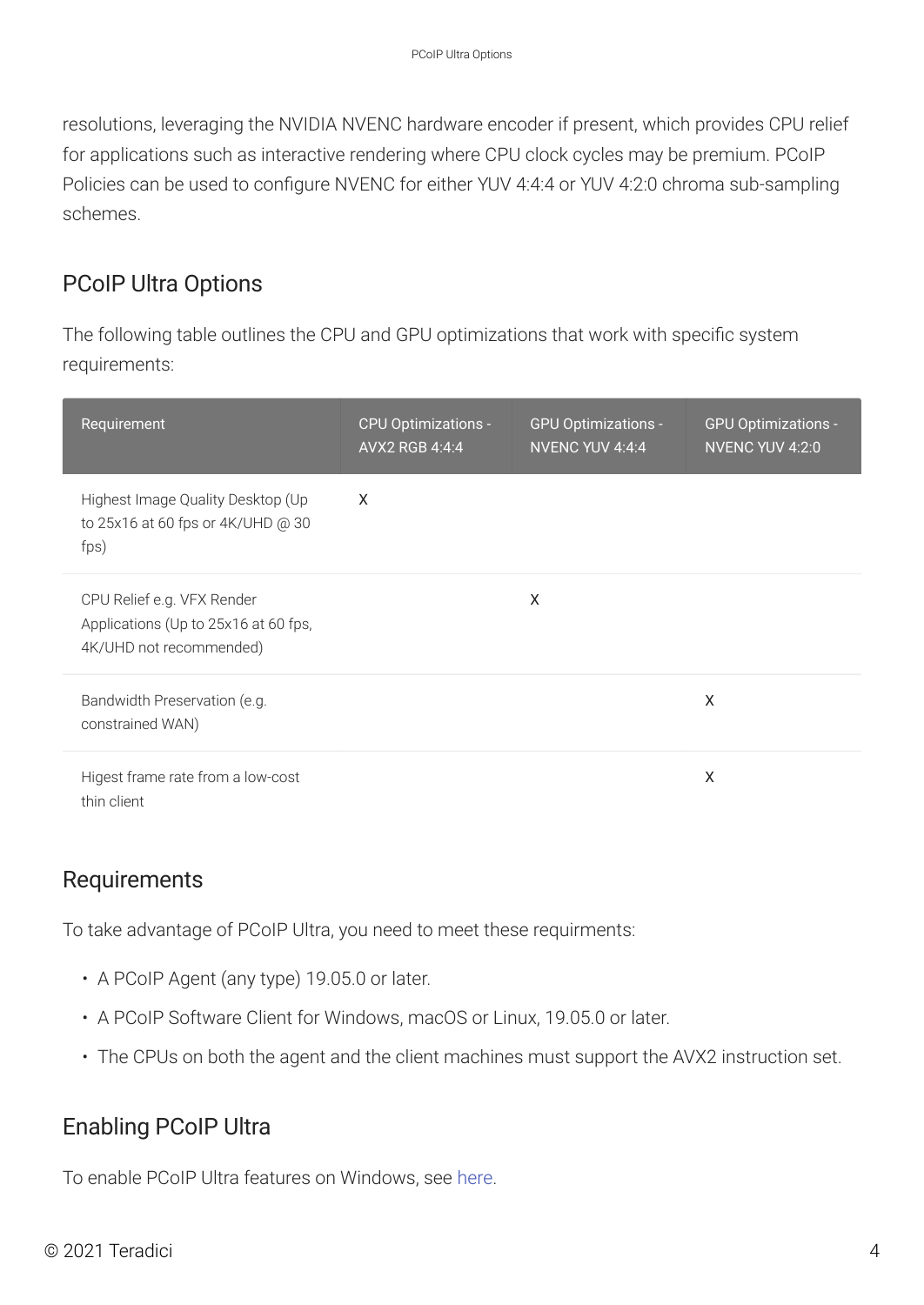resolutions, leveraging the NVIDIA NVENC hardware encoder if present, which provides CPU relief for applications such as interactive rendering where CPU clock cycles may be premium. PCoIP Policies can be used to configure NVENC for either YUV 4:4:4 or YUV 4:2:0 chroma sub-sampling schemes.

## PCoIP Ultra Options

The following table outlines the CPU and GPU optimizations that work with specific system requirements:

| Requirement | CPU Optimizations - AVX2 RGB 4:4:4 | GPU Optimizations - NVENC YUV 4:4:4 | GPU Optimizations - NVENC YUV 4:2:0 |
| --- | --- | --- | --- |
| Highest Image Quality Desktop (Up to 25x16 at 60 fps or 4K/UHD @ 30 fps) | X | | |
| CPU Relief e.g. VFX Render Applications (Up to 25x16 at 60 fps, 4K/UHD not recommended) | | X | |
| Bandwidth Preservation (e.g. constrained WAN) | | | X |
| Higest frame rate from a low-cost thin client | | | X |

## Requirements

To take advantage of PCoIP Ultra, you need to meet these requirments:

- A PCoIP Agent (any type) 19.05.0 or later.
- A PCoIP Software Client for Windows, macOS or Linux, 19.05.0 or later.
- The CPUs on both the agent and the client machines must support the AVX2 instruction set.

## Enabling PCoIP Ultra

To enable PCoIP Ultra features on Windows, see here.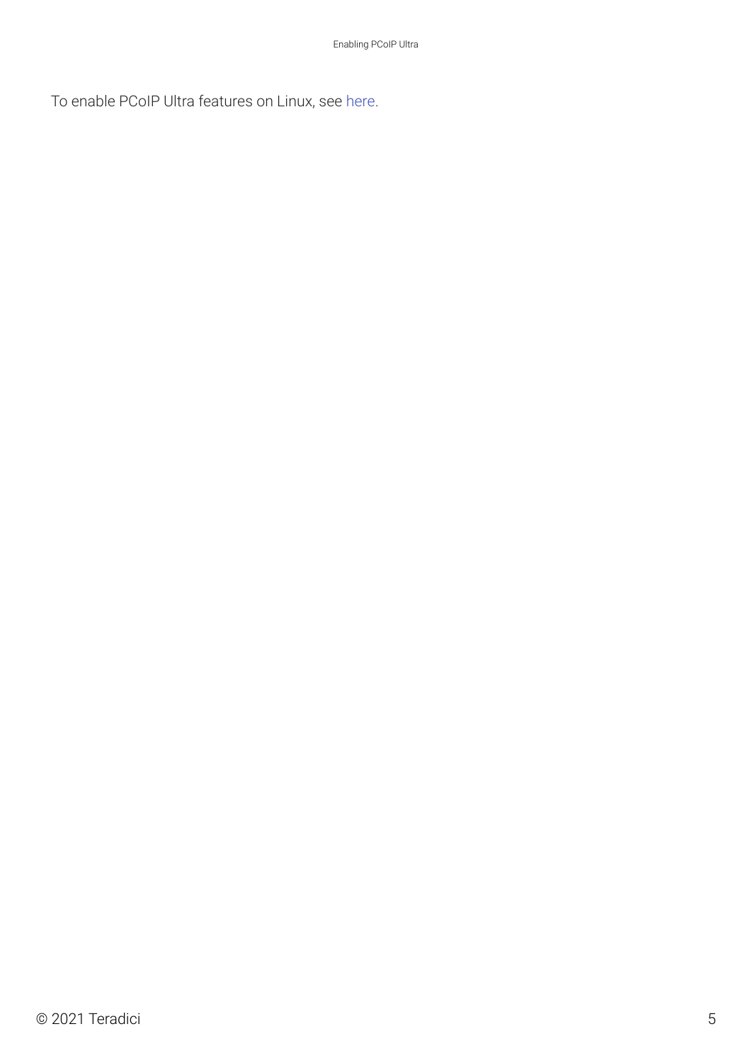To enable PCoIP Ultra features on Linux, see here.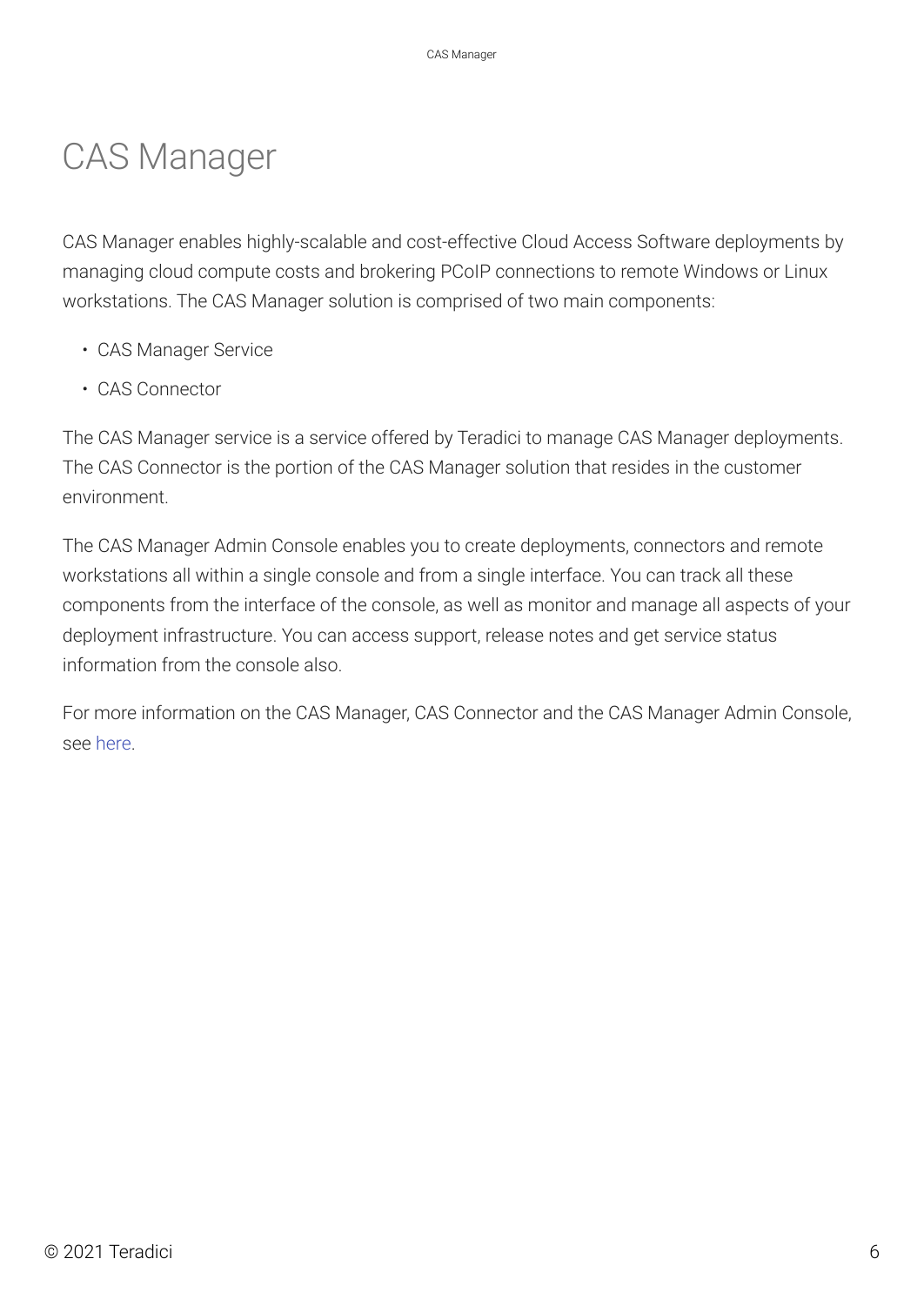# CAS Manager

CAS Manager enables highly-scalable and cost-effective Cloud Access Software deployments by managing cloud compute costs and brokering PCoIP connections to remote Windows or Linux workstations. The CAS Manager solution is comprised of two main components:

- CAS Manager Service
- CAS Connector

The CAS Manager service is a service offered by Teradici to manage CAS Manager deployments. The CAS Connector is the portion of the CAS Manager solution that resides in the customer environment.

The CAS Manager Admin Console enables you to create deployments, connectors and remote workstations all within a single console and from a single interface. You can track all these components from the interface of the console, as well as monitor and manage all aspects of your deployment infrastructure. You can access support, release notes and get service status information from the console also.

For more information on the CAS Manager, CAS Connector and the CAS Manager Admin Console, see here.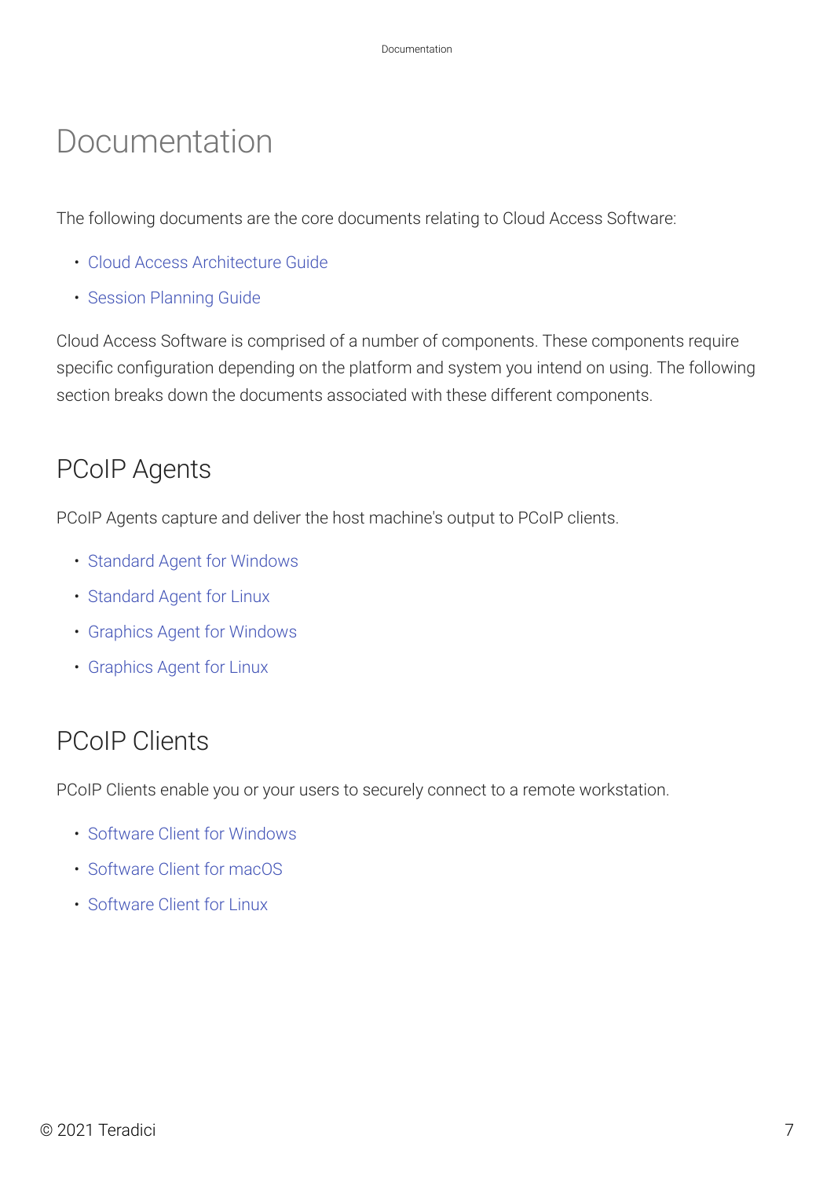# Documentation

The following documents are the core documents relating to Cloud Access Software:

- Cloud Access Architecture Guide
- Session Planning Guide

Cloud Access Software is comprised of a number of components. These components require specific configuration depending on the platform and system you intend on using. The following section breaks down the documents associated with these different components.

## PCoIP Agents

PCoIP Agents capture and deliver the host machine's output to PCoIP clients.

- Standard Agent for Windows
- Standard Agent for Linux
- Graphics Agent for Windows
- Graphics Agent for Linux

## PCoIP Clients

PCoIP Clients enable you or your users to securely connect to a remote workstation.

- Software Client for Windows
- Software Client for macOS
- Software Client for Linux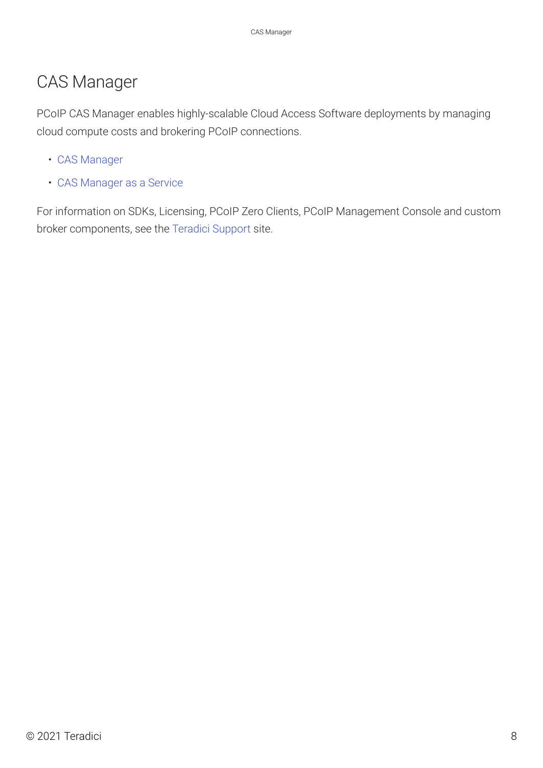# CAS Manager

PCoIP CAS Manager enables highly-scalable Cloud Access Software deployments by managing cloud compute costs and brokering PCoIP connections.

- CAS Manager
- CAS Manager as a Service

For information on SDKs, Licensing, PCoIP Zero Clients, PCoIP Management Console and custom broker components, see the Teradici Support site.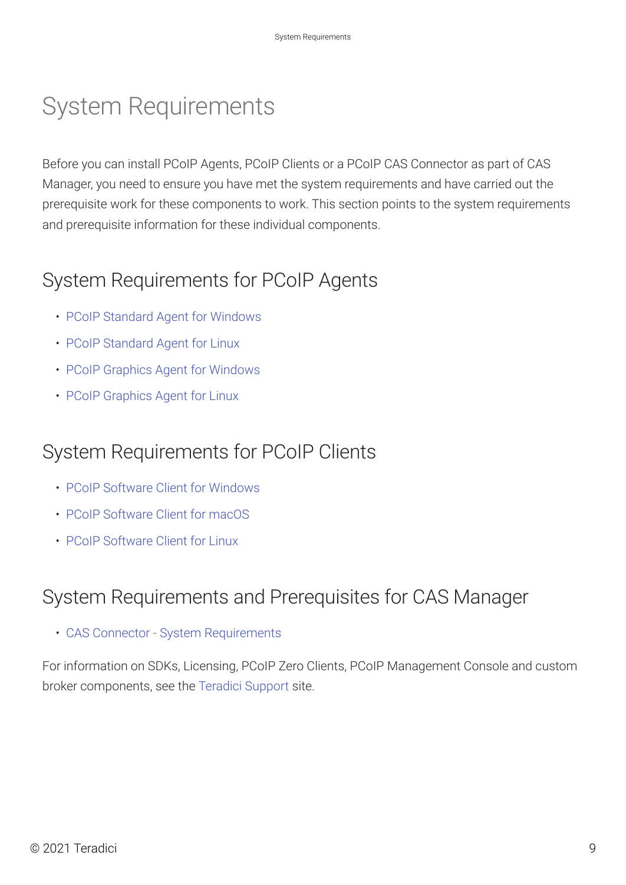# System Requirements

Before you can install PCoIP Agents, PCoIP Clients or a PCoIP CAS Connector as part of CAS Manager, you need to ensure you have met the system requirements and have carried out the prerequisite work for these components to work. This section points to the system requirements and prerequisite information for these individual components.

## System Requirements for PCoIP Agents

- PCoIP Standard Agent for Windows
- PCoIP Standard Agent for Linux
- PCoIP Graphics Agent for Windows
- PCoIP Graphics Agent for Linux

## System Requirements for PCoIP Clients

- PCoIP Software Client for Windows
- PCoIP Software Client for macOS
- PCoIP Software Client for Linux

## System Requirements and Prerequisites for CAS Manager

- CAS Connector - System Requirements

For information on SDKs, Licensing, PCoIP Zero Clients, PCoIP Management Console and custom broker components, see the Teradici Support site.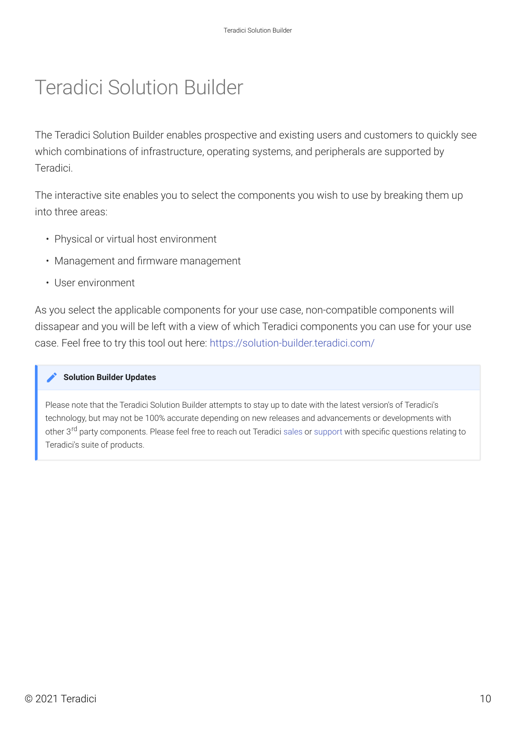# Teradici Solution Builder

The Teradici Solution Builder enables prospective and existing users and customers to quickly see which combinations of infrastructure, operating systems, and peripherals are supported by Teradici.

The interactive site enables you to select the components you wish to use by breaking them up into three areas:

- Physical or virtual host environment
- Management and firmware management
- User environment

As you select the applicable components for your use case, non-compatible components will dissapear and you will be left with a view of which Teradici components you can use for your use case. Feel free to try this tool out here: https://solution-builder.teradici.com/

> **Solution Builder Updates**
>
> Please note that the Teradici Solution Builder attempts to stay up to date with the latest version's of Teradici's technology, but may not be 100% accurate depending on new releases and advancements or developments with other 3rd party components. Please feel free to reach out Teradici sales or support with specific questions relating to Teradici's suite of products.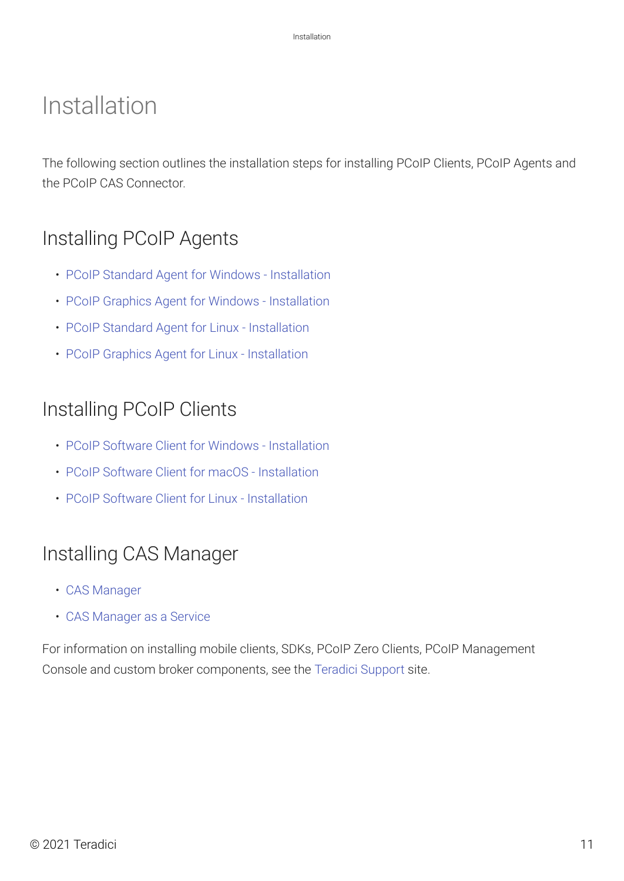# Installation

The following section outlines the installation steps for installing PCoIP Clients, PCoIP Agents and the PCoIP CAS Connector.

## Installing PCoIP Agents

- PCoIP Standard Agent for Windows - Installation
- PCoIP Graphics Agent for Windows - Installation
- PCoIP Standard Agent for Linux - Installation
- PCoIP Graphics Agent for Linux - Installation

## Installing PCoIP Clients

- PCoIP Software Client for Windows - Installation
- PCoIP Software Client for macOS - Installation
- PCoIP Software Client for Linux - Installation

## Installing CAS Manager

- CAS Manager
- CAS Manager as a Service

For information on installing mobile clients, SDKs, PCoIP Zero Clients, PCoIP Management Console and custom broker components, see the Teradici Support site.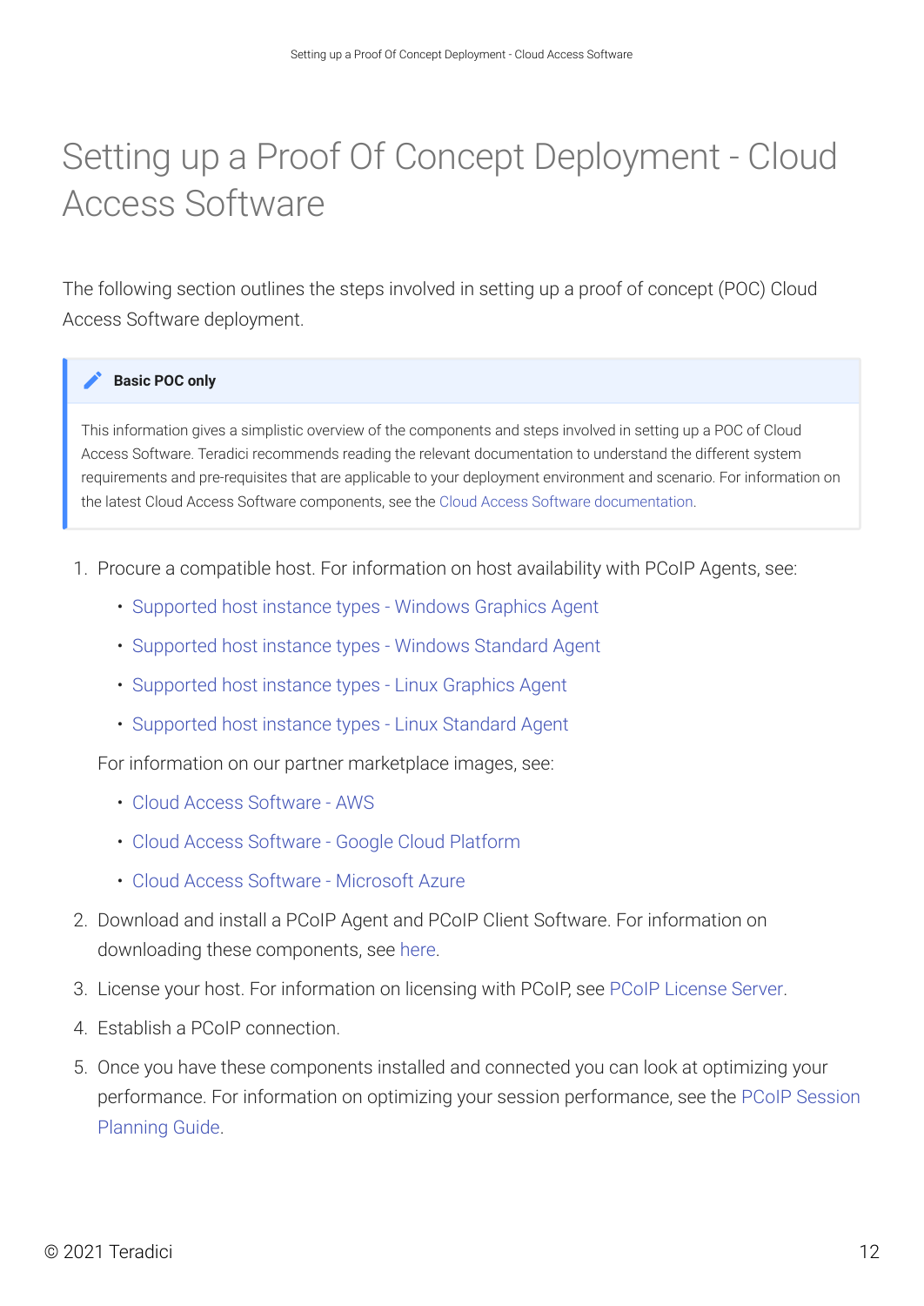# Setting up a Proof Of Concept Deployment - Cloud Access Software

The following section outlines the steps involved in setting up a proof of concept (POC) Cloud Access Software deployment.

> **Basic POC only**
>
> This information gives a simplistic overview of the components and steps involved in setting up a POC of Cloud Access Software. Teradici recommends reading the relevant documentation to understand the different system requirements and pre-requisites that are applicable to your deployment environment and scenario. For information on the latest Cloud Access Software components, see the Cloud Access Software documentation.

1. Procure a compatible host. For information on host availability with PCoIP Agents, see:
   - Supported host instance types - Windows Graphics Agent
   - Supported host instance types - Windows Standard Agent
   - Supported host instance types - Linux Graphics Agent
   - Supported host instance types - Linux Standard Agent

   For information on our partner marketplace images, see:
   - Cloud Access Software - AWS
   - Cloud Access Software - Google Cloud Platform
   - Cloud Access Software - Microsoft Azure
2. Download and install a PCoIP Agent and PCoIP Client Software. For information on downloading these components, see here.
3. License your host. For information on licensing with PCoIP, see PCoIP License Server.
4. Establish a PCoIP connection.
5. Once you have these components installed and connected you can look at optimizing your performance. For information on optimizing your session performance, see the PCoIP Session Planning Guide.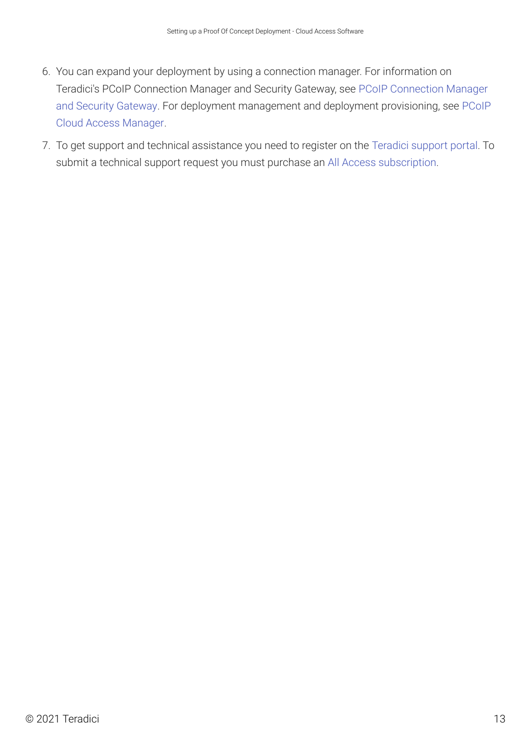6. You can expand your deployment by using a connection manager. For information on Teradici's PCoIP Connection Manager and Security Gateway, see PCoIP Connection Manager and Security Gateway. For deployment management and deployment provisioning, see PCoIP Cloud Access Manager.
7. To get support and technical assistance you need to register on the Teradici support portal. To submit a technical support request you must purchase an All Access subscription.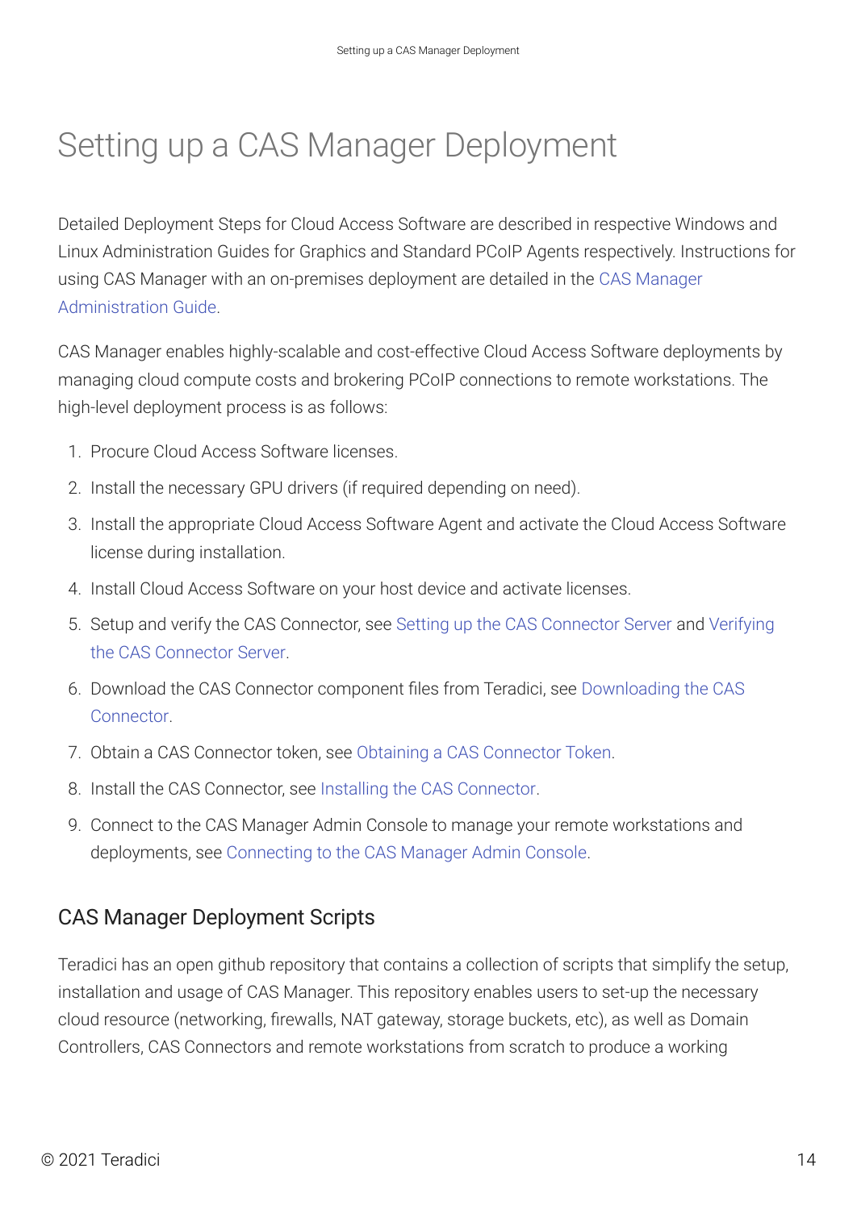# Setting up a CAS Manager Deployment

Detailed Deployment Steps for Cloud Access Software are described in respective Windows and Linux Administration Guides for Graphics and Standard PCoIP Agents respectively. Instructions for using CAS Manager with an on-premises deployment are detailed in the CAS Manager Administration Guide.

CAS Manager enables highly-scalable and cost-effective Cloud Access Software deployments by managing cloud compute costs and brokering PCoIP connections to remote workstations. The high-level deployment process is as follows:

1. Procure Cloud Access Software licenses.
2. Install the necessary GPU drivers (if required depending on need).
3. Install the appropriate Cloud Access Software Agent and activate the Cloud Access Software license during installation.
4. Install Cloud Access Software on your host device and activate licenses.
5. Setup and verify the CAS Connector, see Setting up the CAS Connector Server and Verifying the CAS Connector Server.
6. Download the CAS Connector component files from Teradici, see Downloading the CAS Connector.
7. Obtain a CAS Connector token, see Obtaining a CAS Connector Token.
8. Install the CAS Connector, see Installing the CAS Connector.
9. Connect to the CAS Manager Admin Console to manage your remote workstations and deployments, see Connecting to the CAS Manager Admin Console.

## CAS Manager Deployment Scripts

Teradici has an open github repository that contains a collection of scripts that simplify the setup, installation and usage of CAS Manager. This repository enables users to set-up the necessary cloud resource (networking, firewalls, NAT gateway, storage buckets, etc), as well as Domain Controllers, CAS Connectors and remote workstations from scratch to produce a working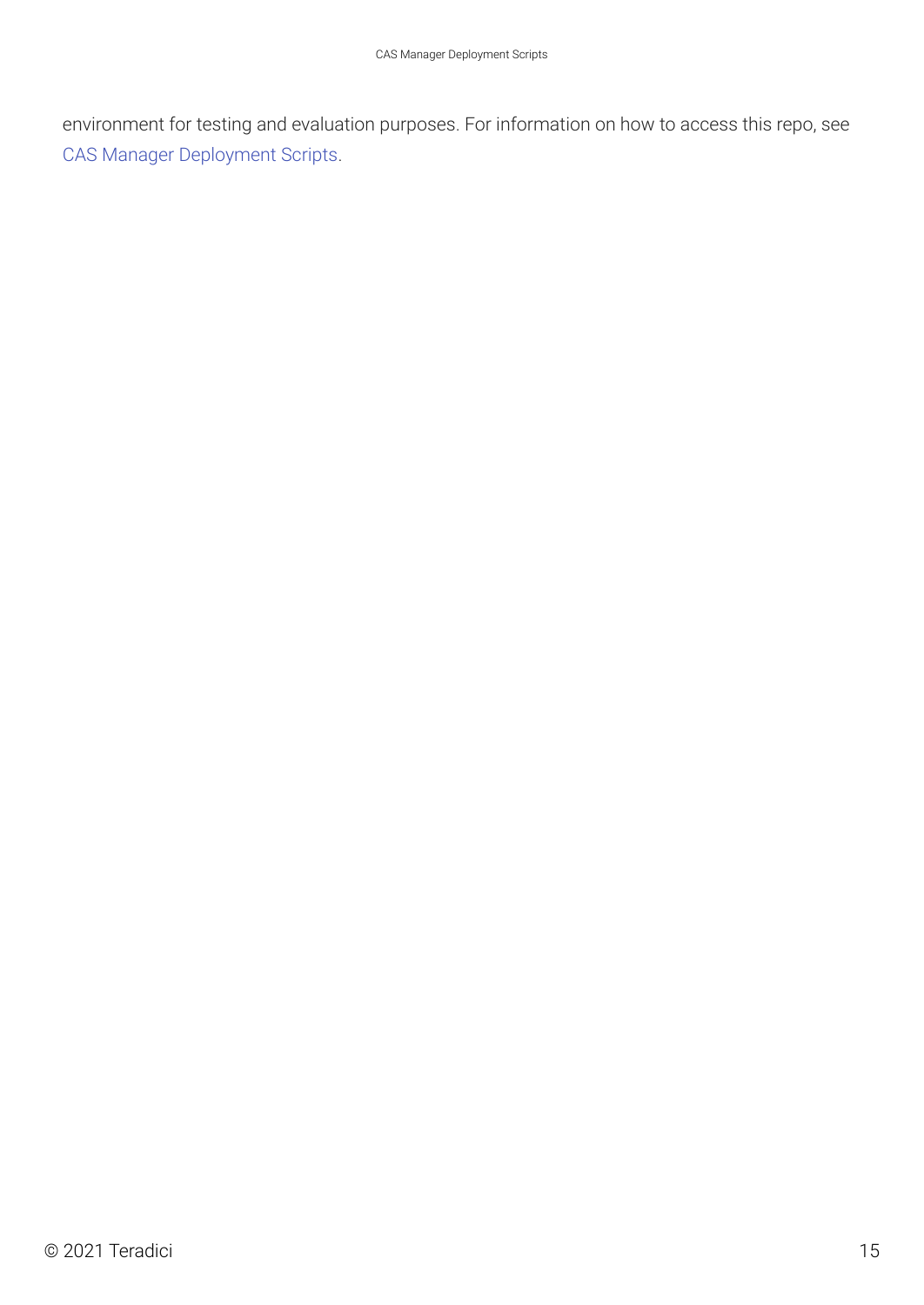environment for testing and evaluation purposes. For information on how to access this repo, see CAS Manager Deployment Scripts.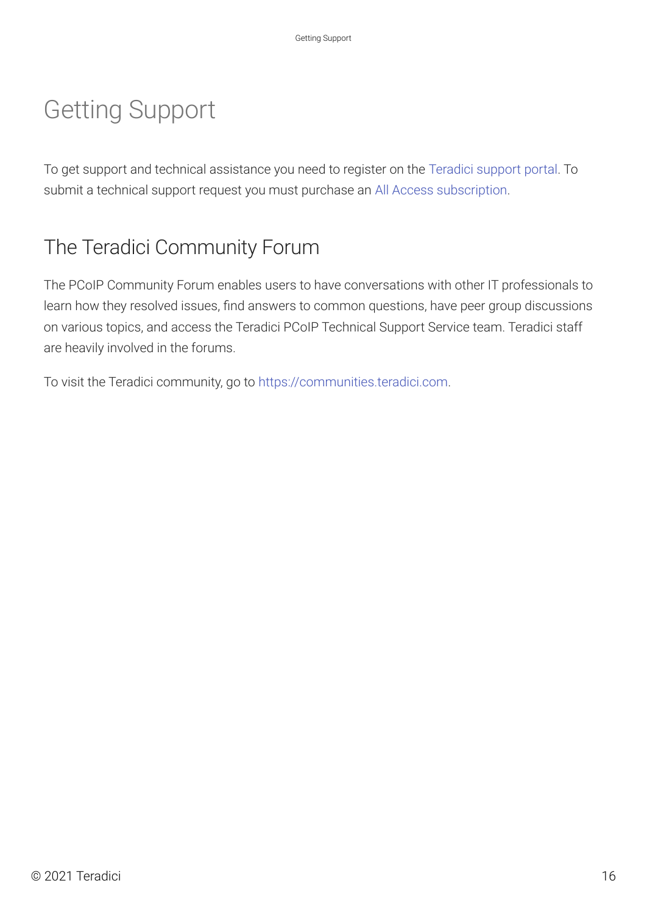# Getting Support

To get support and technical assistance you need to register on the Teradici support portal. To submit a technical support request you must purchase an All Access subscription.

## The Teradici Community Forum

The PCoIP Community Forum enables users to have conversations with other IT professionals to learn how they resolved issues, find answers to common questions, have peer group discussions on various topics, and access the Teradici PCoIP Technical Support Service team. Teradici staff are heavily involved in the forums.

To visit the Teradici community, go to https://communities.teradici.com.